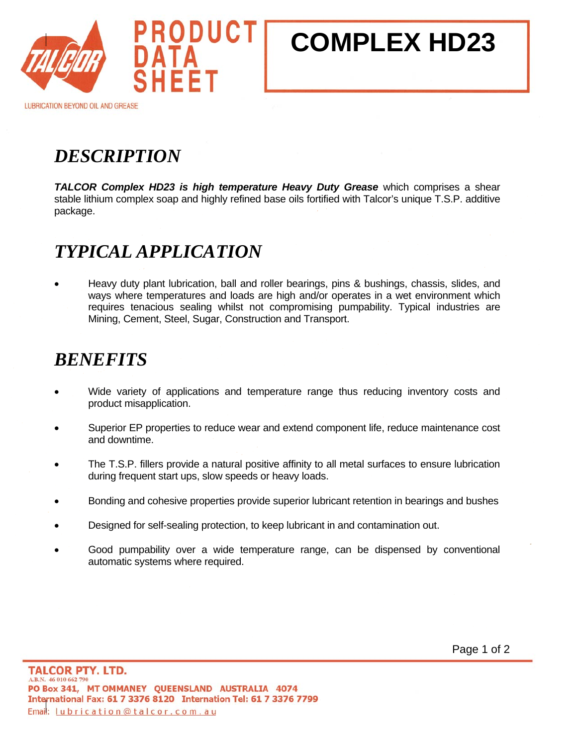# COMPLEX HD23

PRODUCT DATA SHEET

LUBRICATION BEYOND OIL AND GREASE

## DESCRIPTION

***TALCOR Complex HD23 is high temperature Heavy Duty Grease*** which comprises a shear stable lithium complex soap and highly refined base oils fortified with Talcor's unique T.S.P. additive package.

## TYPICAL APPLICATION

- Heavy duty plant lubrication, ball and roller bearings, pins & bushings, chassis, slides, and ways where temperatures and loads are high and/or operates in a wet environment which requires tenacious sealing whilst not compromising pumpability. Typical industries are Mining, Cement, Steel, Sugar, Construction and Transport.

## BENEFITS

- Wide variety of applications and temperature range thus reducing inventory costs and product misapplication.
- Superior EP properties to reduce wear and extend component life, reduce maintenance cost and downtime.
- The T.S.P. fillers provide a natural positive affinity to all metal surfaces to ensure lubrication during frequent start ups, slow speeds or heavy loads.
- Bonding and cohesive properties provide superior lubricant retention in bearings and bushes
- Designed for self-sealing protection, to keep lubricant in and contamination out.
- Good pumpability over a wide temperature range, can be dispensed by conventional automatic systems where required.

**TALCOR PTY. LTD.**
A.B.N. 46 010 662 790
**PO Box 341, MT OMMANEY QUEENSLAND AUSTRALIA 4074**
**International Fax: 61 7 3376 8120 Internation Tel: 61 7 3376 7799**
Email: lubrication@talcor.com.au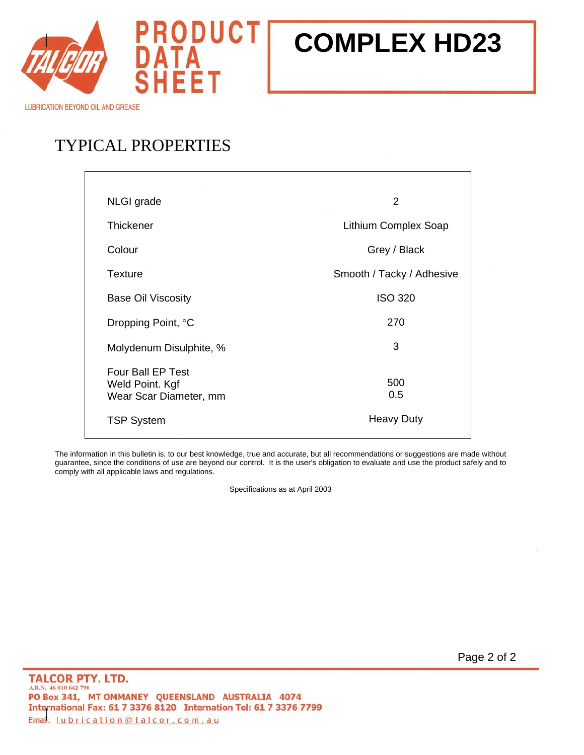PRODUCT DATA SHEET

# COMPLEX HD23

LUBRICATION BEYOND OIL AND GREASE

## TYPICAL PROPERTIES

| | |
|---|---|
| NLGI grade | 2 |
| Thickener | Lithium Complex Soap |
| Colour | Grey / Black |
| Texture | Smooth / Tacky / Adhesive |
| Base Oil Viscosity | ISO 320 |
| Dropping Point, °C | 270 |
| Molydenum Disulphite, % | 3 |
| Four Ball EP Test | |
| Weld Point. Kgf | 500 |
| Wear Scar Diameter, mm | 0.5 |
| TSP System | Heavy Duty |

The information in this bulletin is, to our best knowledge, true and accurate, but all recommendations or suggestions are made without guarantee, since the conditions of use are beyond our control. It is the user's obligation to evaluate and use the product safely and to comply with all applicable laws and regulations.

Specifications as at April 2003

**TALCOR PTY. LTD.**
A.B.N. 46 010 662 790
**PO Box 341, MT OMMANEY QUEENSLAND AUSTRALIA 4074**
**International Fax: 61 7 3376 8120 Internation Tel: 61 7 3376 7799**
Email: lubrication@talcor.com.au